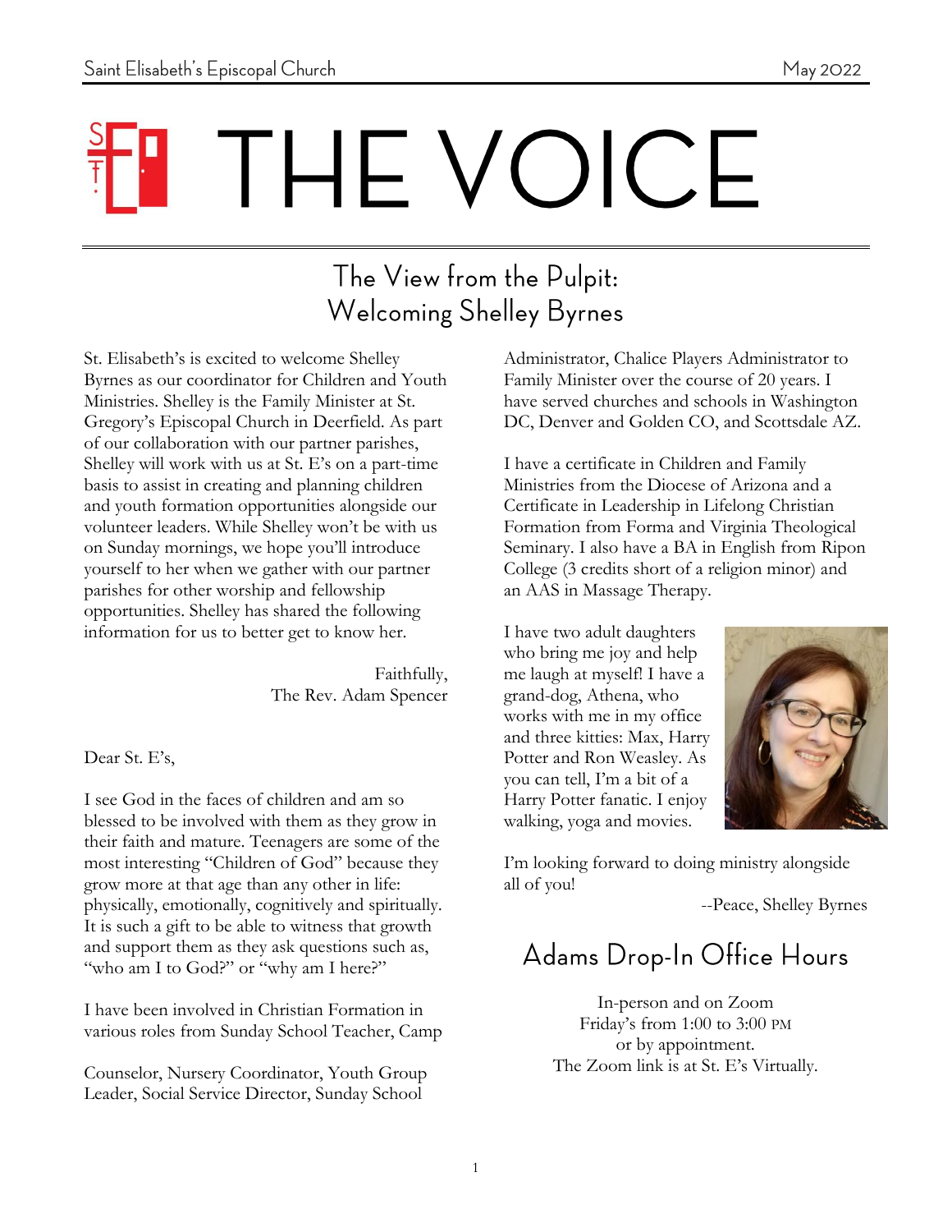# THE VOICE

## The View from the Pulpit: Welcoming Shelley Byrnes

St. Elisabeth's is excited to welcome Shelley Byrnes as our coordinator for Children and Youth Ministries. Shelley is the Family Minister at St. Gregory's Episcopal Church in Deerfield. As part of our collaboration with our partner parishes, Shelley will work with us at St. E's on a part-time basis to assist in creating and planning children and youth formation opportunities alongside our volunteer leaders. While Shelley won't be with us on Sunday mornings, we hope you'll introduce yourself to her when we gather with our partner parishes for other worship and fellowship opportunities. Shelley has shared the following information for us to better get to know her.

Faithfully,
The Rev. Adam Spencer

Dear St. E's,

I see God in the faces of children and am so blessed to be involved with them as they grow in their faith and mature. Teenagers are some of the most interesting "Children of God" because they grow more at that age than any other in life: physically, emotionally, cognitively and spiritually. It is such a gift to be able to witness that growth and support them as they ask questions such as, "who am I to God?" or "why am I here?"

I have been involved in Christian Formation in various roles from Sunday School Teacher, Camp Counselor, Nursery Coordinator, Youth Group Leader, Social Service Director, Sunday School Administrator, Chalice Players Administrator to Family Minister over the course of 20 years. I have served churches and schools in Washington DC, Denver and Golden CO, and Scottsdale AZ.

I have a certificate in Children and Family Ministries from the Diocese of Arizona and a Certificate in Leadership in Lifelong Christian Formation from Forma and Virginia Theological Seminary. I also have a BA in English from Ripon College (3 credits short of a religion minor) and an AAS in Massage Therapy.

I have two adult daughters who bring me joy and help me laugh at myself! I have a grand-dog, Athena, who works with me in my office and three kitties: Max, Harry Potter and Ron Weasley. As you can tell, I'm a bit of a Harry Potter fanatic. I enjoy walking, yoga and movies.

I'm looking forward to doing ministry alongside all of you!

--Peace, Shelley Byrnes

## Adams Drop-In Office Hours

In-person and on Zoom
Friday's from 1:00 to 3:00 PM
or by appointment.
The Zoom link is at St. E's Virtually.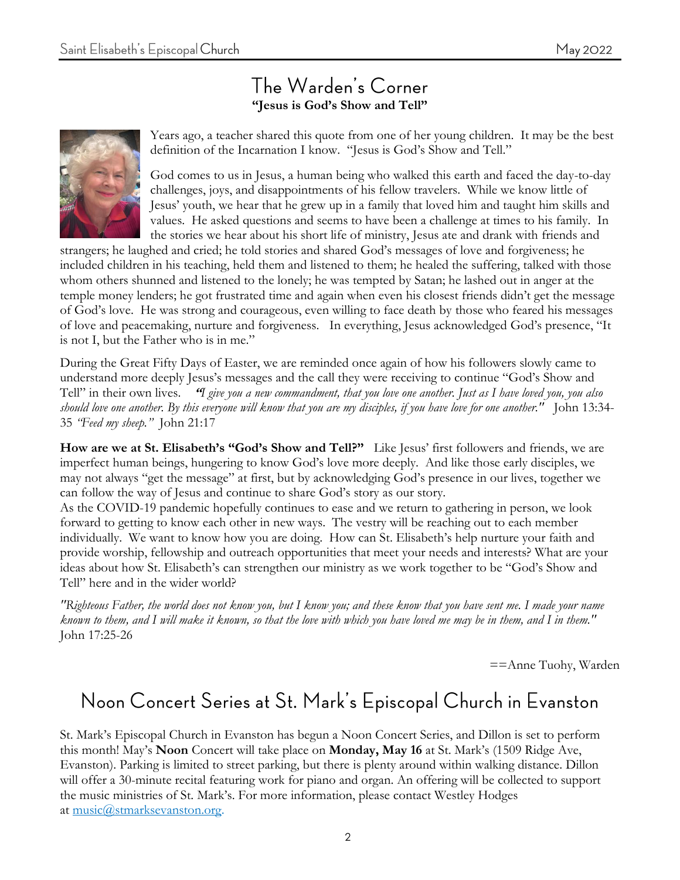# The Warden's Corner

**"Jesus is God's Show and Tell"**

Years ago, a teacher shared this quote from one of her young children. It may be the best definition of the Incarnation I know. "Jesus is God's Show and Tell."

God comes to us in Jesus, a human being who walked this earth and faced the day-to-day challenges, joys, and disappointments of his fellow travelers. While we know little of Jesus' youth, we hear that he grew up in a family that loved him and taught him skills and values. He asked questions and seems to have been a challenge at times to his family. In the stories we hear about his short life of ministry, Jesus ate and drank with friends and strangers; he laughed and cried; he told stories and shared God's messages of love and forgiveness; he included children in his teaching, held them and listened to them; he healed the suffering, talked with those whom others shunned and listened to the lonely; he was tempted by Satan; he lashed out in anger at the temple money lenders; he got frustrated time and again when even his closest friends didn't get the message of God's love. He was strong and courageous, even willing to face death by those who feared his messages of love and peacemaking, nurture and forgiveness. In everything, Jesus acknowledged God's presence, "It is not I, but the Father who is in me."

During the Great Fifty Days of Easter, we are reminded once again of how his followers slowly came to understand more deeply Jesus's messages and the call they were receiving to continue "God's Show and Tell" in their own lives. *"I give you a new commandment, that you love one another. Just as I have loved you, you also should love one another. By this everyone will know that you are my disciples, if you have love for one another."* John 13:34-35 *"Feed my sheep."* John 21:17

**How are we at St. Elisabeth's "God's Show and Tell?"** Like Jesus' first followers and friends, we are imperfect human beings, hungering to know God's love more deeply. And like those early disciples, we may not always "get the message" at first, but by acknowledging God's presence in our lives, together we can follow the way of Jesus and continue to share God's story as our story.

As the COVID-19 pandemic hopefully continues to ease and we return to gathering in person, we look forward to getting to know each other in new ways. The vestry will be reaching out to each member individually. We want to know how you are doing. How can St. Elisabeth's help nurture your faith and provide worship, fellowship and outreach opportunities that meet your needs and interests? What are your ideas about how St. Elisabeth's can strengthen our ministry as we work together to be "God's Show and Tell" here and in the wider world?

*"Righteous Father, the world does not know you, but I know you; and these know that you have sent me. I made your name known to them, and I will make it known, so that the love with which you have loved me may be in them, and I in them."* John 17:25-26

==Anne Tuohy, Warden

# Noon Concert Series at St. Mark's Episcopal Church in Evanston

St. Mark's Episcopal Church in Evanston has begun a Noon Concert Series, and Dillon is set to perform this month! May's **Noon** Concert will take place on **Monday, May 16** at St. Mark's (1509 Ridge Ave, Evanston). Parking is limited to street parking, but there is plenty around within walking distance. Dillon will offer a 30-minute recital featuring work for piano and organ. An offering will be collected to support the music ministries of St. Mark's. For more information, please contact Westley Hodges at music@stmarksevanston.org.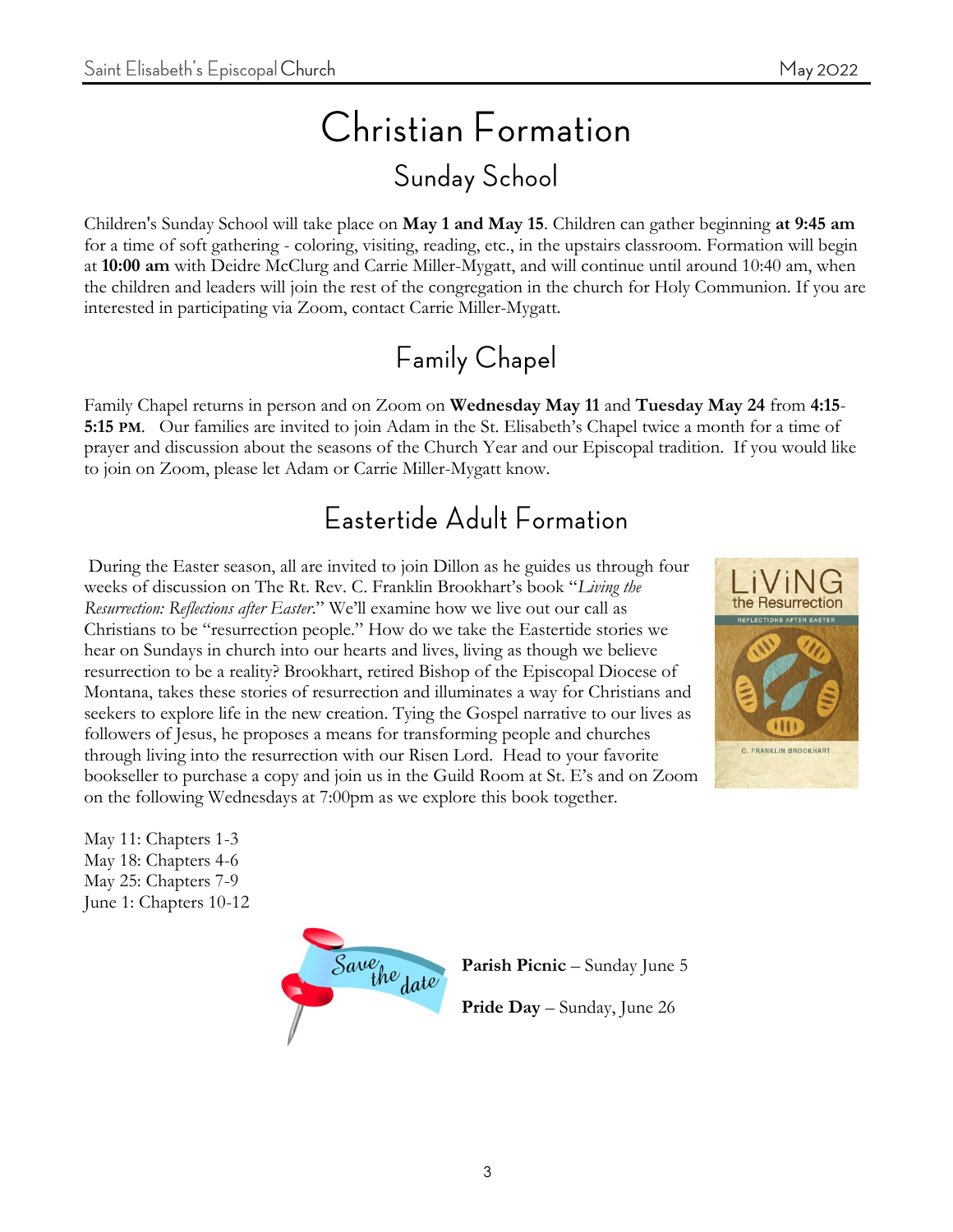# Christian Formation

## Sunday School

Children's Sunday School will take place on **May 1 and May 15**. Children can gather beginning **at 9:45 am** for a time of soft gathering - coloring, visiting, reading, etc., in the upstairs classroom. Formation will begin at **10:00 am** with Deidre McClurg and Carrie Miller-Mygatt, and will continue until around 10:40 am, when the children and leaders will join the rest of the congregation in the church for Holy Communion. If you are interested in participating via Zoom, contact Carrie Miller-Mygatt.

## Family Chapel

Family Chapel returns in person and on Zoom on **Wednesday May 11** and **Tuesday May 24** from **4:15-5:15 PM**. Our families are invited to join Adam in the St. Elisabeth's Chapel twice a month for a time of prayer and discussion about the seasons of the Church Year and our Episcopal tradition. If you would like to join on Zoom, please let Adam or Carrie Miller-Mygatt know.

## Eastertide Adult Formation

During the Easter season, all are invited to join Dillon as he guides us through four weeks of discussion on The Rt. Rev. C. Franklin Brookhart's book "*Living the Resurrection: Reflections after Easter*." We'll examine how we live out our call as Christians to be "resurrection people." How do we take the Eastertide stories we hear on Sundays in church into our hearts and lives, living as though we believe resurrection to be a reality? Brookhart, retired Bishop of the Episcopal Diocese of Montana, takes these stories of resurrection and illuminates a way for Christians and seekers to explore life in the new creation. Tying the Gospel narrative to our lives as followers of Jesus, he proposes a means for transforming people and churches through living into the resurrection with our Risen Lord. Head to your favorite bookseller to purchase a copy and join us in the Guild Room at St. E's and on Zoom on the following Wednesdays at 7:00pm as we explore this book together.

May 11: Chapters 1-3
May 18: Chapters 4-6
May 25: Chapters 7-9
June 1: Chapters 10-12

Save the date

**Parish Picnic** – Sunday June 5

**Pride Day** – Sunday, June 26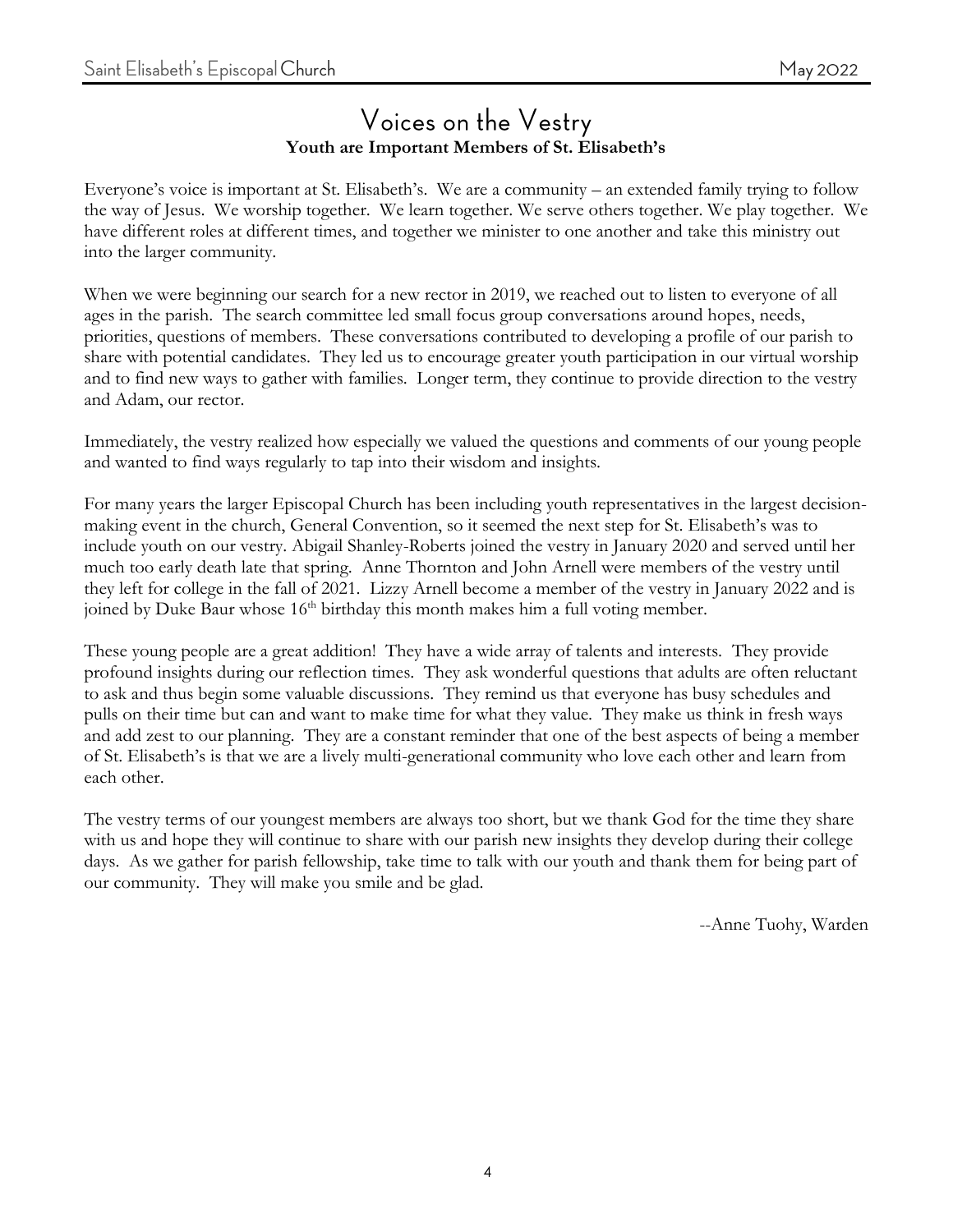# Voices on the Vestry

**Youth are Important Members of St. Elisabeth's**

Everyone's voice is important at St. Elisabeth's. We are a community – an extended family trying to follow the way of Jesus. We worship together. We learn together. We serve others together. We play together. We have different roles at different times, and together we minister to one another and take this ministry out into the larger community.

When we were beginning our search for a new rector in 2019, we reached out to listen to everyone of all ages in the parish. The search committee led small focus group conversations around hopes, needs, priorities, questions of members. These conversations contributed to developing a profile of our parish to share with potential candidates. They led us to encourage greater youth participation in our virtual worship and to find new ways to gather with families. Longer term, they continue to provide direction to the vestry and Adam, our rector.

Immediately, the vestry realized how especially we valued the questions and comments of our young people and wanted to find ways regularly to tap into their wisdom and insights.

For many years the larger Episcopal Church has been including youth representatives in the largest decision-making event in the church, General Convention, so it seemed the next step for St. Elisabeth's was to include youth on our vestry. Abigail Shanley-Roberts joined the vestry in January 2020 and served until her much too early death late that spring. Anne Thornton and John Arnell were members of the vestry until they left for college in the fall of 2021. Lizzy Arnell become a member of the vestry in January 2022 and is joined by Duke Baur whose 16th birthday this month makes him a full voting member.

These young people are a great addition! They have a wide array of talents and interests. They provide profound insights during our reflection times. They ask wonderful questions that adults are often reluctant to ask and thus begin some valuable discussions. They remind us that everyone has busy schedules and pulls on their time but can and want to make time for what they value. They make us think in fresh ways and add zest to our planning. They are a constant reminder that one of the best aspects of being a member of St. Elisabeth's is that we are a lively multi-generational community who love each other and learn from each other.

The vestry terms of our youngest members are always too short, but we thank God for the time they share with us and hope they will continue to share with our parish new insights they develop during their college days. As we gather for parish fellowship, take time to talk with our youth and thank them for being part of our community. They will make you smile and be glad.

--Anne Tuohy, Warden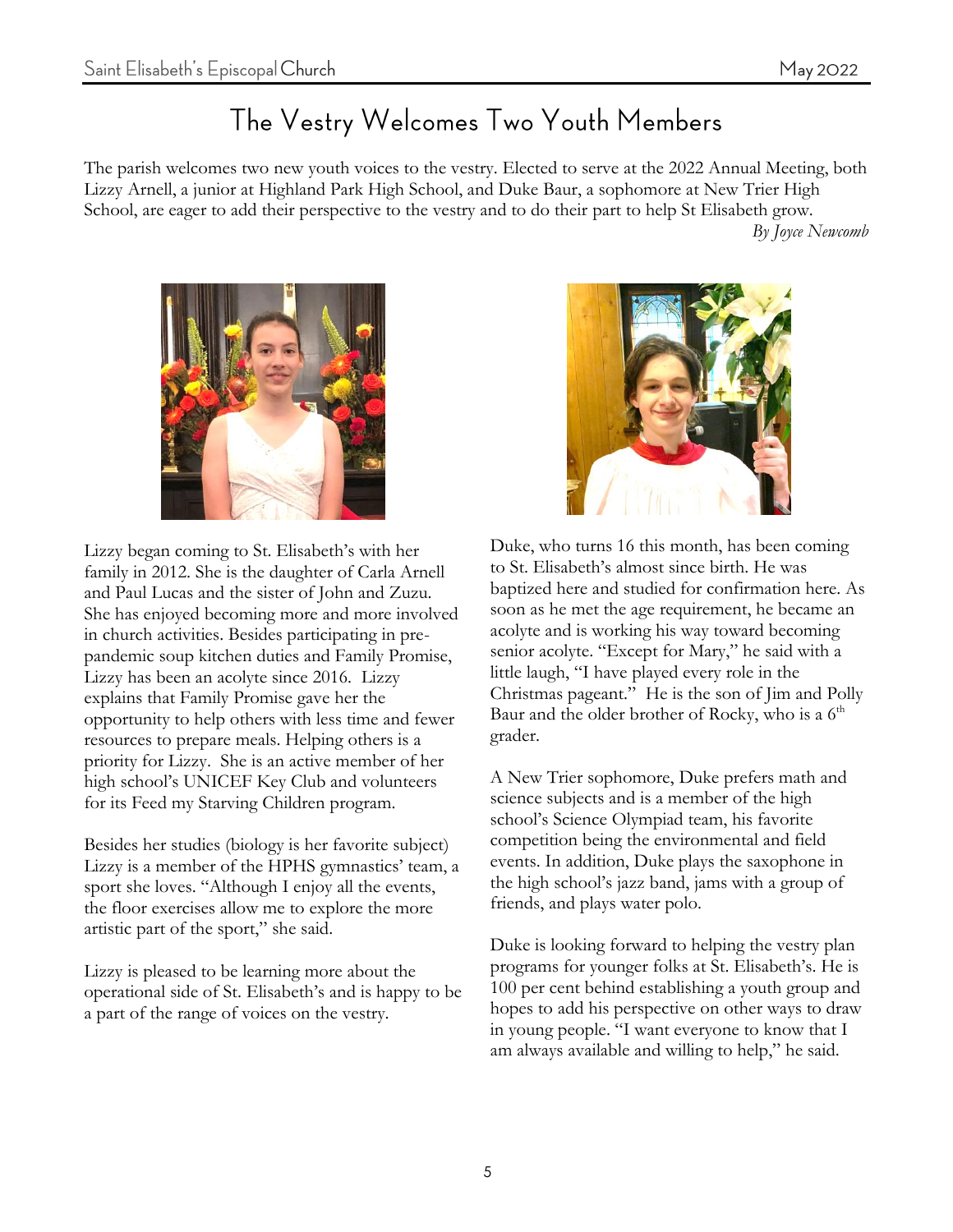# The Vestry Welcomes Two Youth Members

The parish welcomes two new youth voices to the vestry. Elected to serve at the 2022 Annual Meeting, both Lizzy Arnell, a junior at Highland Park High School, and Duke Baur, a sophomore at New Trier High School, are eager to add their perspective to the vestry and to do their part to help St Elisabeth grow.

*By Joyce Newcomb*

Lizzy began coming to St. Elisabeth's with her family in 2012. She is the daughter of Carla Arnell and Paul Lucas and the sister of John and Zuzu. She has enjoyed becoming more and more involved in church activities. Besides participating in pre-pandemic soup kitchen duties and Family Promise, Lizzy has been an acolyte since 2016. Lizzy explains that Family Promise gave her the opportunity to help others with less time and fewer resources to prepare meals. Helping others is a priority for Lizzy. She is an active member of her high school's UNICEF Key Club and volunteers for its Feed my Starving Children program.

Besides her studies (biology is her favorite subject) Lizzy is a member of the HPHS gymnastics' team, a sport she loves. "Although I enjoy all the events, the floor exercises allow me to explore the more artistic part of the sport," she said.

Lizzy is pleased to be learning more about the operational side of St. Elisabeth's and is happy to be a part of the range of voices on the vestry.

Duke, who turns 16 this month, has been coming to St. Elisabeth's almost since birth. He was baptized here and studied for confirmation here. As soon as he met the age requirement, he became an acolyte and is working his way toward becoming senior acolyte. "Except for Mary," he said with a little laugh, "I have played every role in the Christmas pageant." He is the son of Jim and Polly Baur and the older brother of Rocky, who is a 6th grader.

A New Trier sophomore, Duke prefers math and science subjects and is a member of the high school's Science Olympiad team, his favorite competition being the environmental and field events. In addition, Duke plays the saxophone in the high school's jazz band, jams with a group of friends, and plays water polo.

Duke is looking forward to helping the vestry plan programs for younger folks at St. Elisabeth's. He is 100 per cent behind establishing a youth group and hopes to add his perspective on other ways to draw in young people. "I want everyone to know that I am always available and willing to help," he said.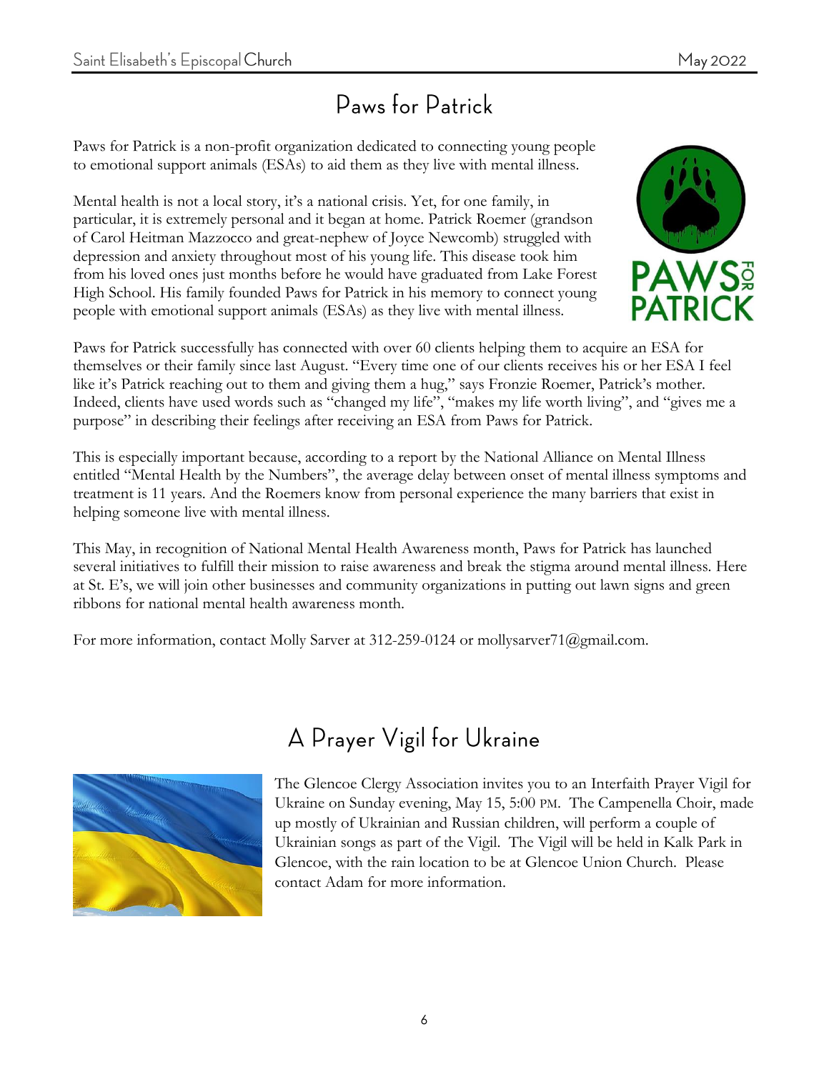## Paws for Patrick

Paws for Patrick is a non-profit organization dedicated to connecting young people to emotional support animals (ESAs) to aid them as they live with mental illness.

Mental health is not a local story, it's a national crisis. Yet, for one family, in particular, it is extremely personal and it began at home. Patrick Roemer (grandson of Carol Heitman Mazzocco and great-nephew of Joyce Newcomb) struggled with depression and anxiety throughout most of his young life. This disease took him from his loved ones just months before he would have graduated from Lake Forest High School. His family founded Paws for Patrick in his memory to connect young people with emotional support animals (ESAs) as they live with mental illness.

Paws for Patrick successfully has connected with over 60 clients helping them to acquire an ESA for themselves or their family since last August. "Every time one of our clients receives his or her ESA I feel like it's Patrick reaching out to them and giving them a hug," says Fronzie Roemer, Patrick's mother. Indeed, clients have used words such as "changed my life", "makes my life worth living", and "gives me a purpose" in describing their feelings after receiving an ESA from Paws for Patrick.

This is especially important because, according to a report by the National Alliance on Mental Illness entitled "Mental Health by the Numbers", the average delay between onset of mental illness symptoms and treatment is 11 years. And the Roemers know from personal experience the many barriers that exist in helping someone live with mental illness.

This May, in recognition of National Mental Health Awareness month, Paws for Patrick has launched several initiatives to fulfill their mission to raise awareness and break the stigma around mental illness. Here at St. E's, we will join other businesses and community organizations in putting out lawn signs and green ribbons for national mental health awareness month.

For more information, contact Molly Sarver at 312-259-0124 or mollysarver71@gmail.com.

## A Prayer Vigil for Ukraine

The Glencoe Clergy Association invites you to an Interfaith Prayer Vigil for Ukraine on Sunday evening, May 15, 5:00 PM. The Campenella Choir, made up mostly of Ukrainian and Russian children, will perform a couple of Ukrainian songs as part of the Vigil. The Vigil will be held in Kalk Park in Glencoe, with the rain location to be at Glencoe Union Church. Please contact Adam for more information.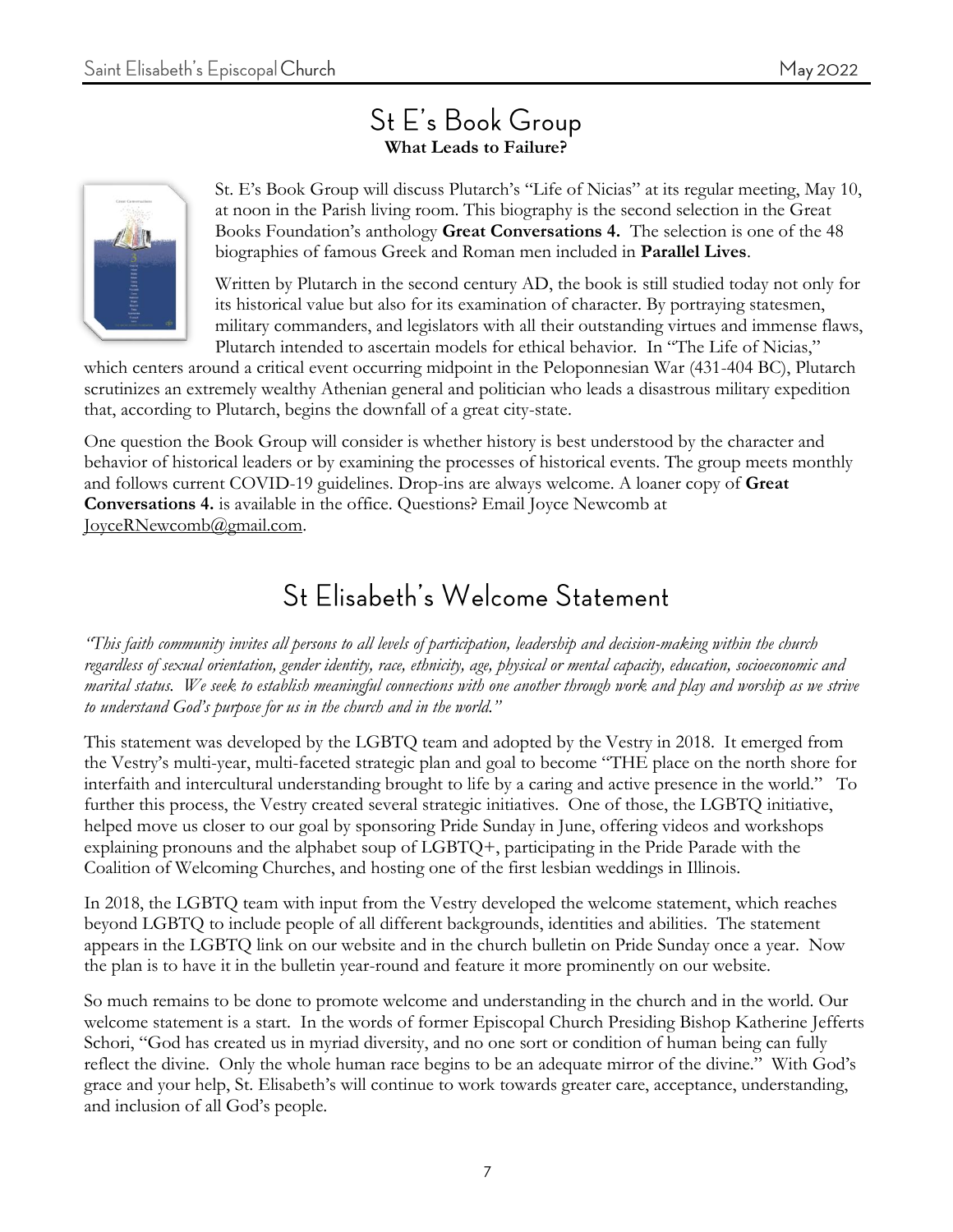## St E's Book Group

**What Leads to Failure?**

St. E's Book Group will discuss Plutarch's "Life of Nicias" at its regular meeting, May 10, at noon in the Parish living room. This biography is the second selection in the Great Books Foundation's anthology **Great Conversations 4.** The selection is one of the 48 biographies of famous Greek and Roman men included in **Parallel Lives**.

Written by Plutarch in the second century AD, the book is still studied today not only for its historical value but also for its examination of character. By portraying statesmen, military commanders, and legislators with all their outstanding virtues and immense flaws, Plutarch intended to ascertain models for ethical behavior. In "The Life of Nicias," which centers around a critical event occurring midpoint in the Peloponnesian War (431-404 BC), Plutarch scrutinizes an extremely wealthy Athenian general and politician who leads a disastrous military expedition that, according to Plutarch, begins the downfall of a great city-state.

One question the Book Group will consider is whether history is best understood by the character and behavior of historical leaders or by examining the processes of historical events. The group meets monthly and follows current COVID-19 guidelines. Drop-ins are always welcome. A loaner copy of **Great Conversations 4.** is available in the office. Questions? Email Joyce Newcomb at JoyceRNewcomb@gmail.com.

## St Elisabeth's Welcome Statement

*"This faith community invites all persons to all levels of participation, leadership and decision-making within the church regardless of sexual orientation, gender identity, race, ethnicity, age, physical or mental capacity, education, socioeconomic and marital status. We seek to establish meaningful connections with one another through work and play and worship as we strive to understand God's purpose for us in the church and in the world."*

This statement was developed by the LGBTQ team and adopted by the Vestry in 2018. It emerged from the Vestry's multi-year, multi-faceted strategic plan and goal to become "THE place on the north shore for interfaith and intercultural understanding brought to life by a caring and active presence in the world." To further this process, the Vestry created several strategic initiatives. One of those, the LGBTQ initiative, helped move us closer to our goal by sponsoring Pride Sunday in June, offering videos and workshops explaining pronouns and the alphabet soup of LGBTQ+, participating in the Pride Parade with the Coalition of Welcoming Churches, and hosting one of the first lesbian weddings in Illinois.

In 2018, the LGBTQ team with input from the Vestry developed the welcome statement, which reaches beyond LGBTQ to include people of all different backgrounds, identities and abilities. The statement appears in the LGBTQ link on our website and in the church bulletin on Pride Sunday once a year. Now the plan is to have it in the bulletin year-round and feature it more prominently on our website.

So much remains to be done to promote welcome and understanding in the church and in the world. Our welcome statement is a start. In the words of former Episcopal Church Presiding Bishop Katherine Jefferts Schori, "God has created us in myriad diversity, and no one sort or condition of human being can fully reflect the divine. Only the whole human race begins to be an adequate mirror of the divine." With God's grace and your help, St. Elisabeth's will continue to work towards greater care, acceptance, understanding, and inclusion of all God's people.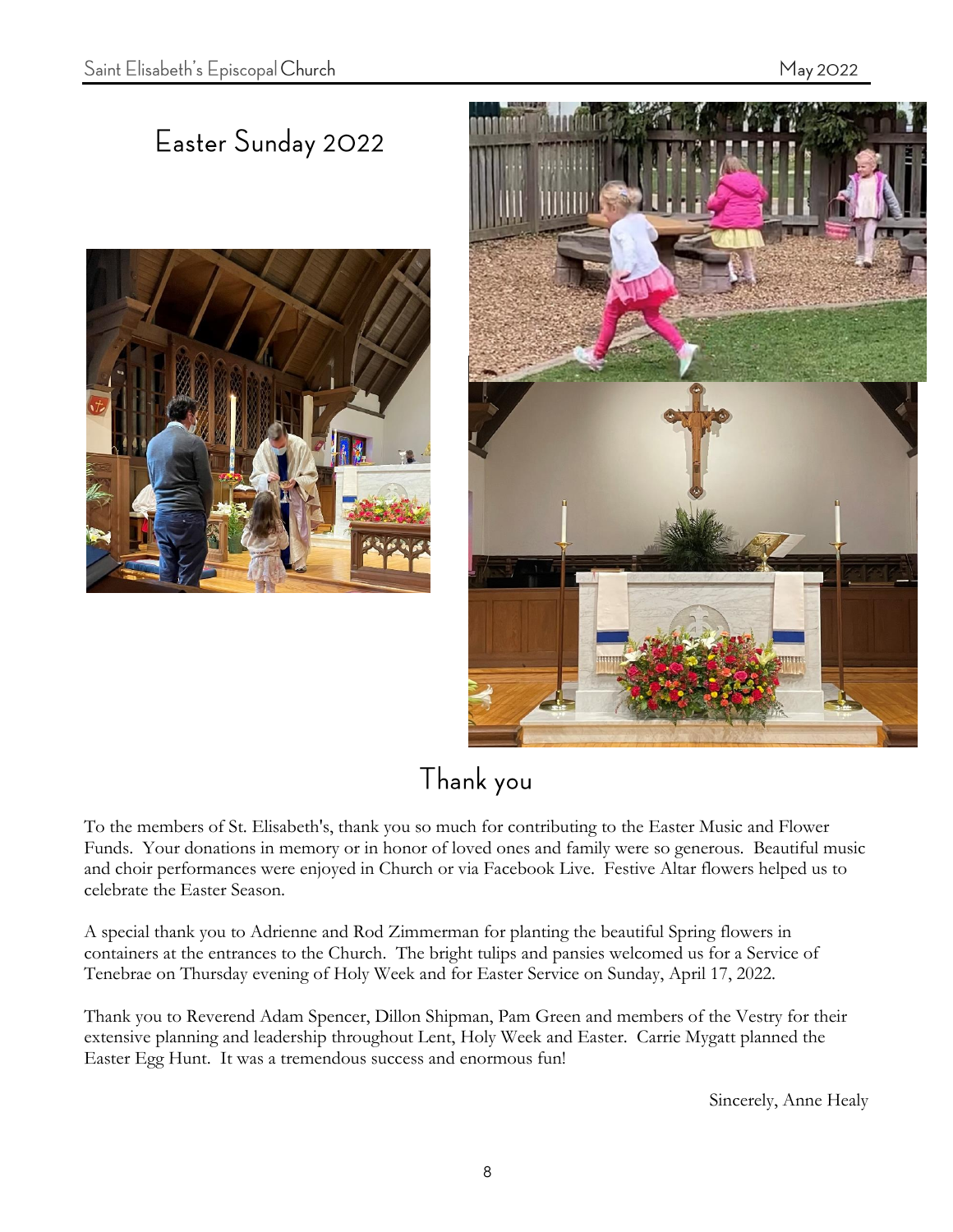# Easter Sunday 2022

# Thank you

To the members of St. Elisabeth's, thank you so much for contributing to the Easter Music and Flower Funds. Your donations in memory or in honor of loved ones and family were so generous. Beautiful music and choir performances were enjoyed in Church or via Facebook Live. Festive Altar flowers helped us to celebrate the Easter Season.

A special thank you to Adrienne and Rod Zimmerman for planting the beautiful Spring flowers in containers at the entrances to the Church. The bright tulips and pansies welcomed us for a Service of Tenebrae on Thursday evening of Holy Week and for Easter Service on Sunday, April 17, 2022.

Thank you to Reverend Adam Spencer, Dillon Shipman, Pam Green and members of the Vestry for their extensive planning and leadership throughout Lent, Holy Week and Easter. Carrie Mygatt planned the Easter Egg Hunt. It was a tremendous success and enormous fun!

Sincerely, Anne Healy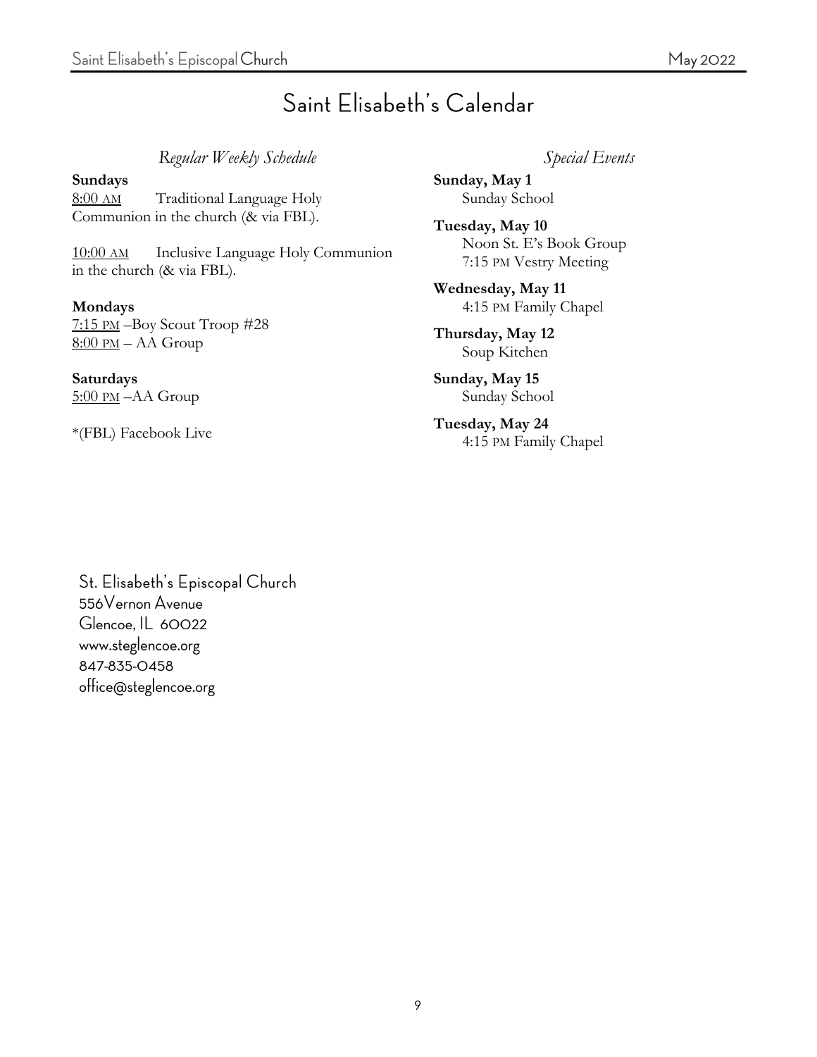# Saint Elisabeth's Calendar

*Regular Weekly Schedule*

**Sundays**
8:00 AM Traditional Language Holy Communion in the church (& via FBL).

10:00 AM Inclusive Language Holy Communion in the church (& via FBL).

**Mondays**
7:15 PM –Boy Scout Troop #28
8:00 PM – AA Group

**Saturdays**
5:00 PM –AA Group

*(FBL) Facebook Live

*Special Events*

**Sunday, May 1**
Sunday School

**Tuesday, May 10**
Noon St. E's Book Group
7:15 PM Vestry Meeting

**Wednesday, May 11**
4:15 PM Family Chapel

**Thursday, May 12**
Soup Kitchen

**Sunday, May 15**
Sunday School

**Tuesday, May 24**
4:15 PM Family Chapel

St. Elisabeth's Episcopal Church
556 Vernon Avenue
Glencoe, IL 60022
www.steglencoe.org
847-835-0458
office@steglencoe.org